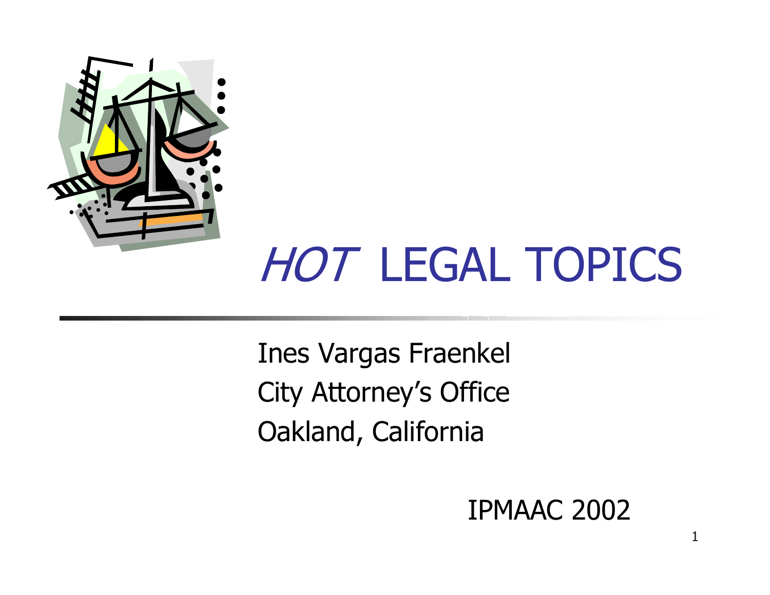# *HOT* LEGAL TOPICS

Ines Vargas Fraenkel
City Attorney's Office
Oakland, California

IPMAAC 2002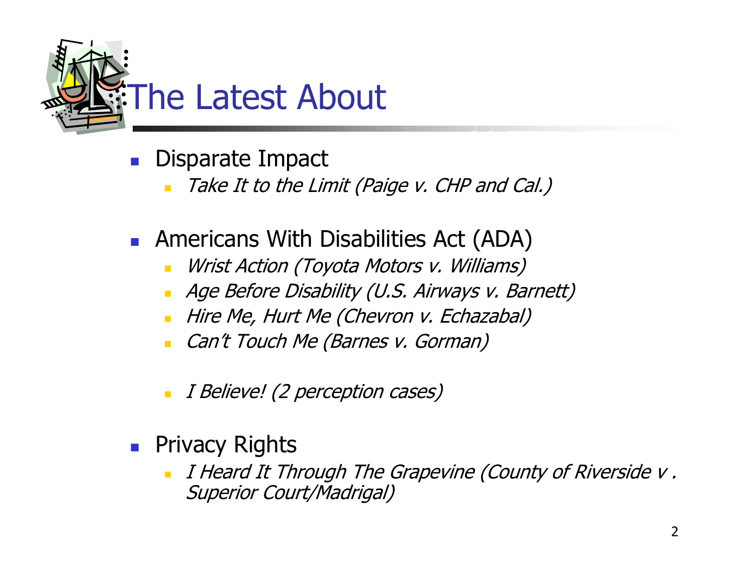# The Latest About

- Disparate Impact
  - *Take It to the Limit (Paige v. CHP and Cal.)*
- Americans With Disabilities Act (ADA)
  - *Wrist Action (Toyota Motors v. Williams)*
  - *Age Before Disability (U.S. Airways v. Barnett)*
  - *Hire Me, Hurt Me (Chevron v. Echazabal)*
  - *Can't Touch Me (Barnes v. Gorman)*
  - *I Believe! (2 perception cases)*
- Privacy Rights
  - *I Heard It Through The Grapevine (County of Riverside v . Superior Court/Madrigal)*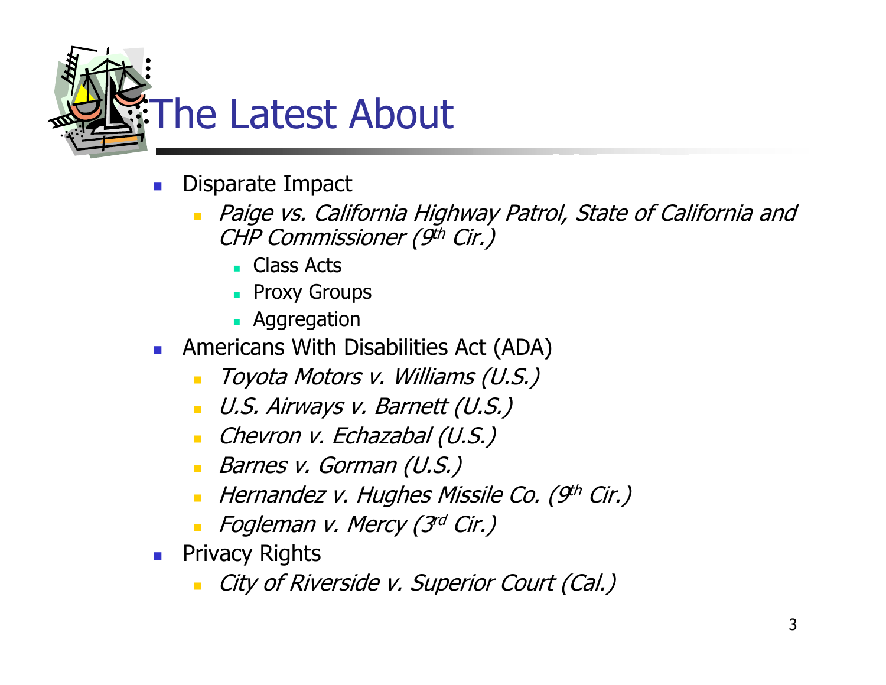# The Latest About

- Disparate Impact
  - *Paige vs. California Highway Patrol, State of California and CHP Commissioner (9th Cir.)*
    - Class Acts
    - Proxy Groups
    - Aggregation
- Americans With Disabilities Act (ADA)
  - *Toyota Motors v. Williams (U.S.)*
  - *U.S. Airways v. Barnett (U.S.)*
  - *Chevron v. Echazabal (U.S.)*
  - *Barnes v. Gorman (U.S.)*
  - *Hernandez v. Hughes Missile Co. (9th Cir.)*
  - *Fogleman v. Mercy (3rd Cir.)*
- Privacy Rights
  - *City of Riverside v. Superior Court (Cal.)*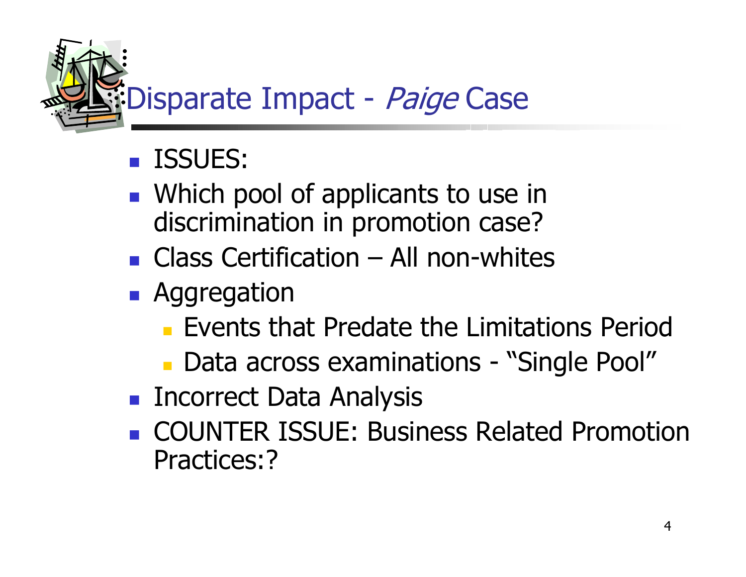# Disparate Impact - *Paige* Case

- ISSUES:
- Which pool of applicants to use in discrimination in promotion case?
- Class Certification – All non-whites
- Aggregation
  - Events that Predate the Limitations Period
  - Data across examinations - "Single Pool"
- Incorrect Data Analysis
- COUNTER ISSUE: Business Related Promotion Practices:?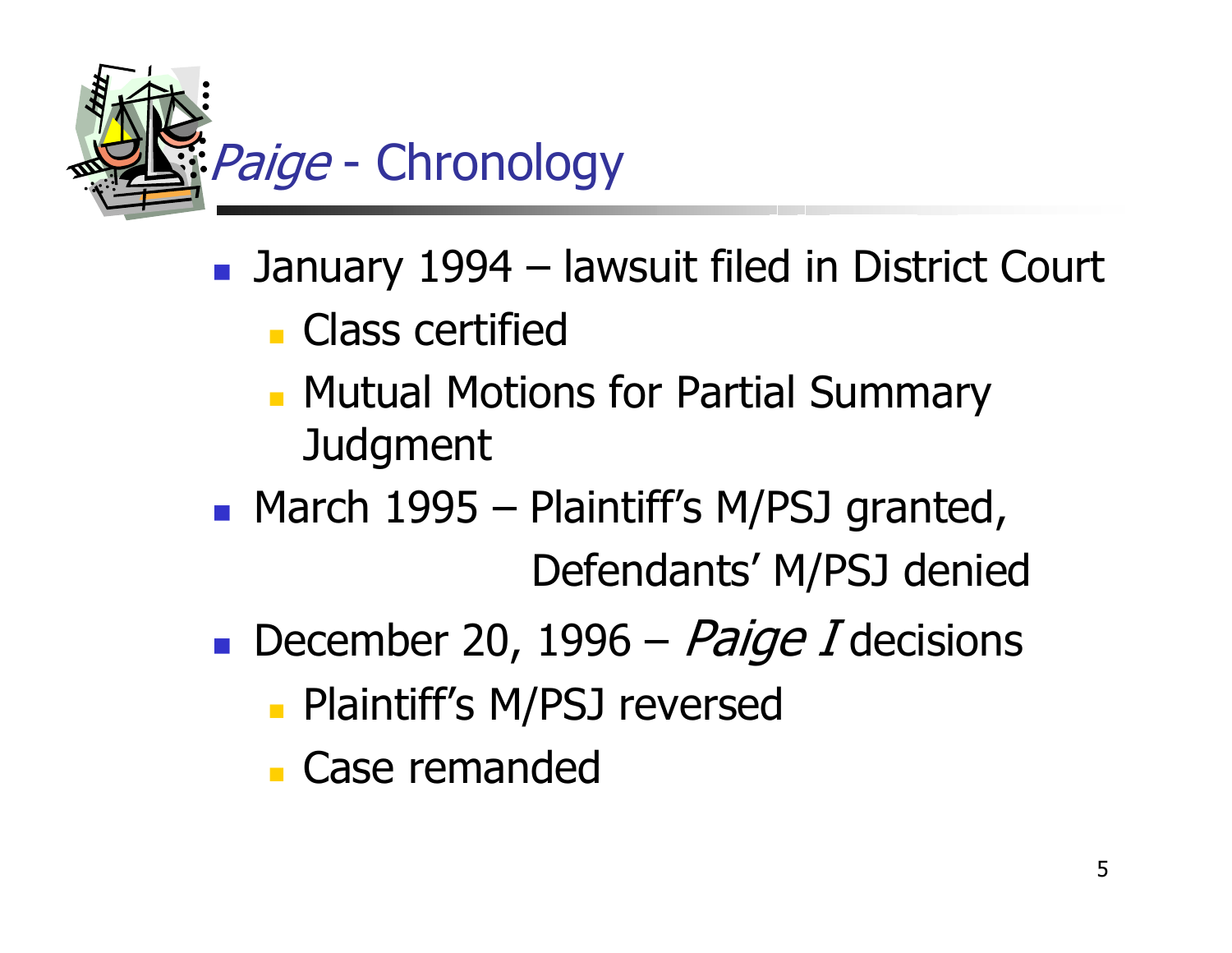# *Paige* - Chronology

- January 1994 – lawsuit filed in District Court
  - Class certified
  - Mutual Motions for Partial Summary Judgment
- March 1995 – Plaintiff's M/PSJ granted,
  Defendants' M/PSJ denied
- December 20, 1996 – *Paige I* decisions
  - Plaintiff's M/PSJ reversed
  - Case remanded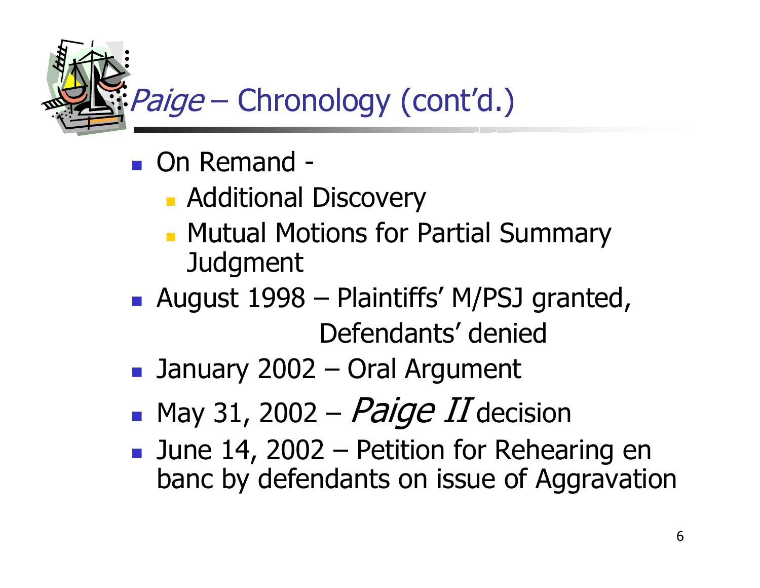# *Paige* – Chronology (cont'd.)

- On Remand -
  - Additional Discovery
  - Mutual Motions for Partial Summary Judgment
- August 1998 – Plaintiffs' M/PSJ granted, Defendants' denied
- January 2002 – Oral Argument
- May 31, 2002 – *Paige II* decision
- June 14, 2002 – Petition for Rehearing en banc by defendants on issue of Aggravation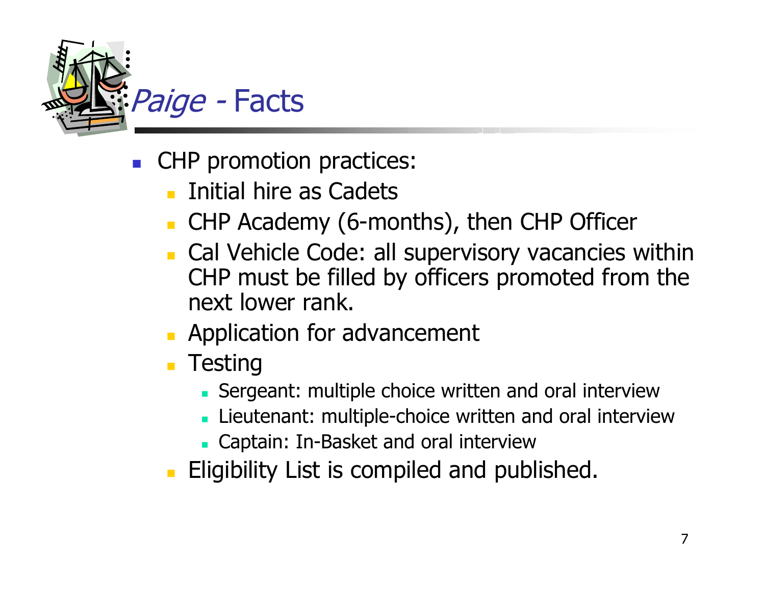# *Paige* - Facts

- CHP promotion practices:
  - Initial hire as Cadets
  - CHP Academy (6-months), then CHP Officer
  - Cal Vehicle Code: all supervisory vacancies within CHP must be filled by officers promoted from the next lower rank.
  - Application for advancement
  - Testing
    - Sergeant: multiple choice written and oral interview
    - Lieutenant: multiple-choice written and oral interview
    - Captain: In-Basket and oral interview
  - Eligibility List is compiled and published.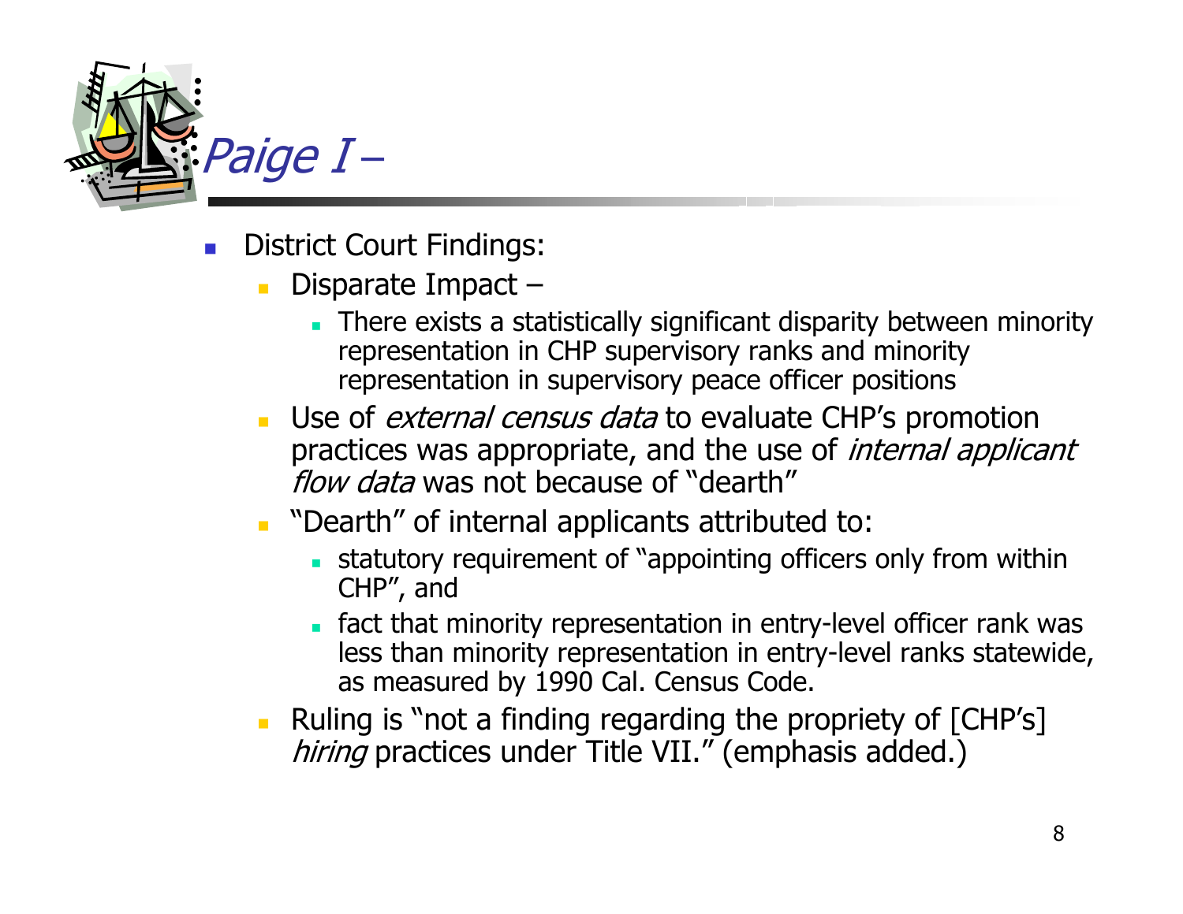# *Paige I –*

- District Court Findings:
  - Disparate Impact –
    - There exists a statistically significant disparity between minority representation in CHP supervisory ranks and minority representation in supervisory peace officer positions
  - Use of *external census data* to evaluate CHP's promotion practices was appropriate, and the use of *internal applicant flow data* was not because of "dearth"
  - "Dearth" of internal applicants attributed to:
    - statutory requirement of "appointing officers only from within CHP", and
    - fact that minority representation in entry-level officer rank was less than minority representation in entry-level ranks statewide, as measured by 1990 Cal. Census Code.
  - Ruling is "not a finding regarding the propriety of [CHP's] *hiring* practices under Title VII." (emphasis added.)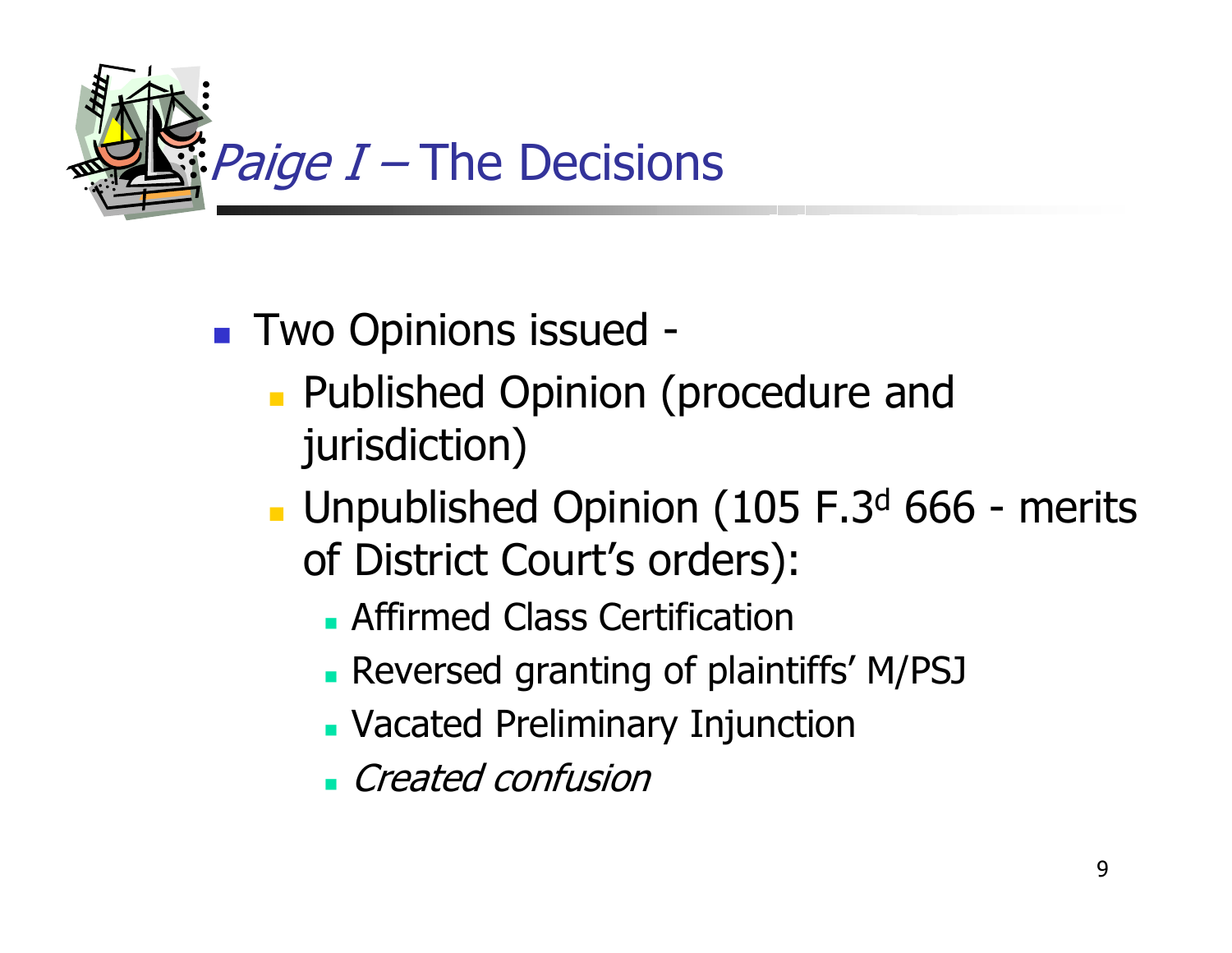# *Paige I* – The Decisions

- Two Opinions issued -
  - Published Opinion (procedure and jurisdiction)
  - Unpublished Opinion (105 F.3d 666 - merits of District Court's orders):
    - Affirmed Class Certification
    - Reversed granting of plaintiffs' M/PSJ
    - Vacated Preliminary Injunction
    - *Created confusion*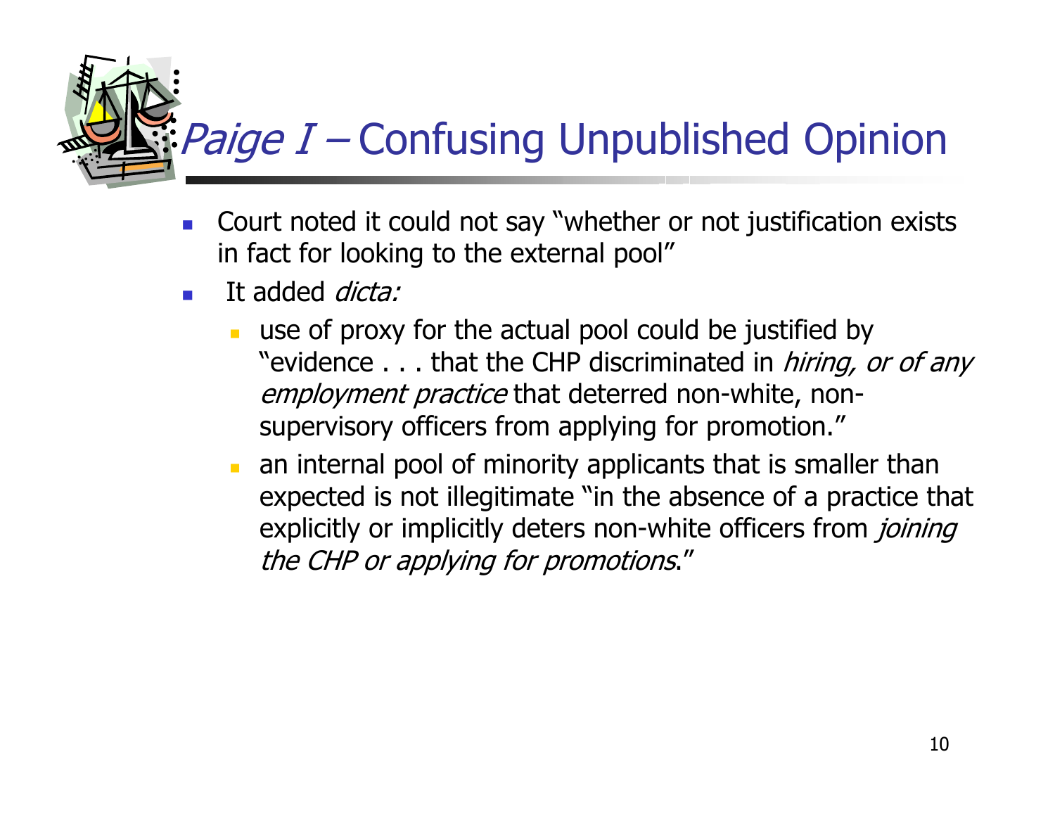# *Paige I* – Confusing Unpublished Opinion

- Court noted it could not say "whether or not justification exists in fact for looking to the external pool"
- It added *dicta:*
  - use of proxy for the actual pool could be justified by "evidence . . . that the CHP discriminated in *hiring, or of any employment practice* that deterred non-white, non-supervisory officers from applying for promotion."
  - an internal pool of minority applicants that is smaller than expected is not illegitimate "in the absence of a practice that explicitly or implicitly deters non-white officers from *joining the CHP or applying for promotions*."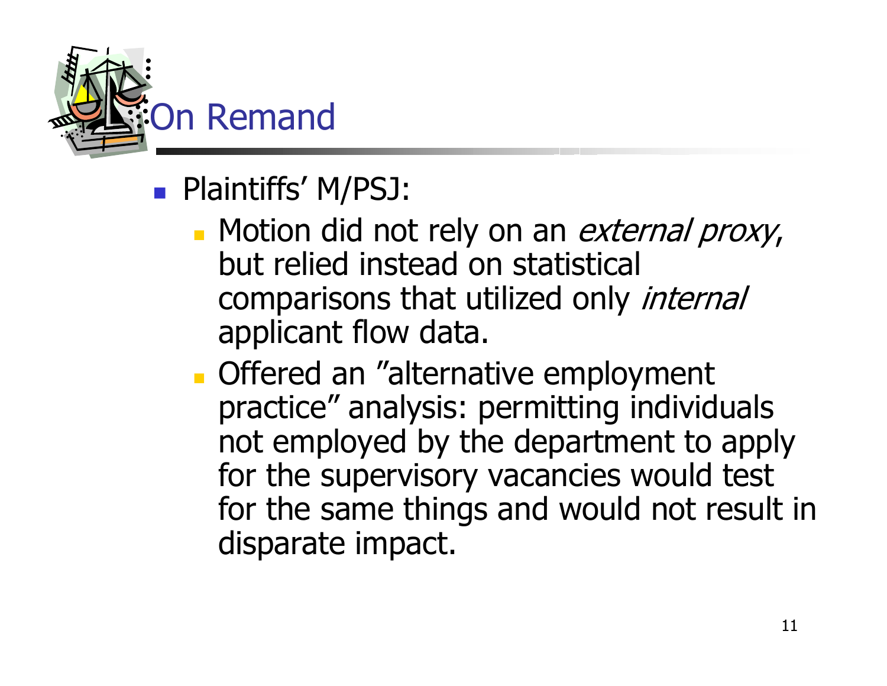# On Remand

- Plaintiffs' M/PSJ:
  - Motion did not rely on an *external proxy*, but relied instead on statistical comparisons that utilized only *internal* applicant flow data.
  - Offered an "alternative employment practice" analysis: permitting individuals not employed by the department to apply for the supervisory vacancies would test for the same things and would not result in disparate impact.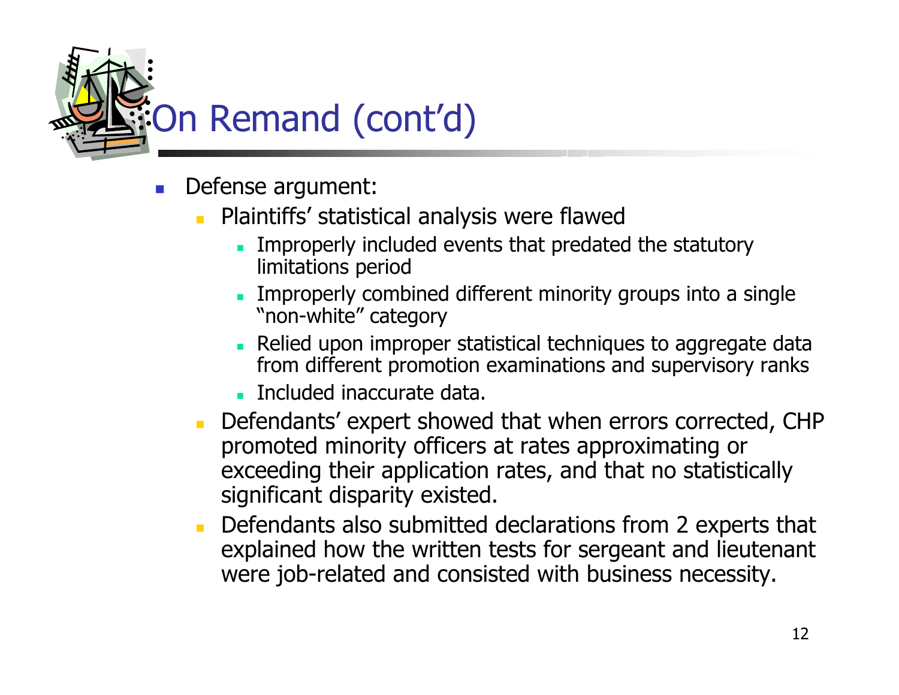# On Remand (cont'd)

- Defense argument:
  - Plaintiffs' statistical analysis were flawed
    - Improperly included events that predated the statutory limitations period
    - Improperly combined different minority groups into a single "non-white" category
    - Relied upon improper statistical techniques to aggregate data from different promotion examinations and supervisory ranks
    - Included inaccurate data.
  - Defendants' expert showed that when errors corrected, CHP promoted minority officers at rates approximating or exceeding their application rates, and that no statistically significant disparity existed.
  - Defendants also submitted declarations from 2 experts that explained how the written tests for sergeant and lieutenant were job-related and consisted with business necessity.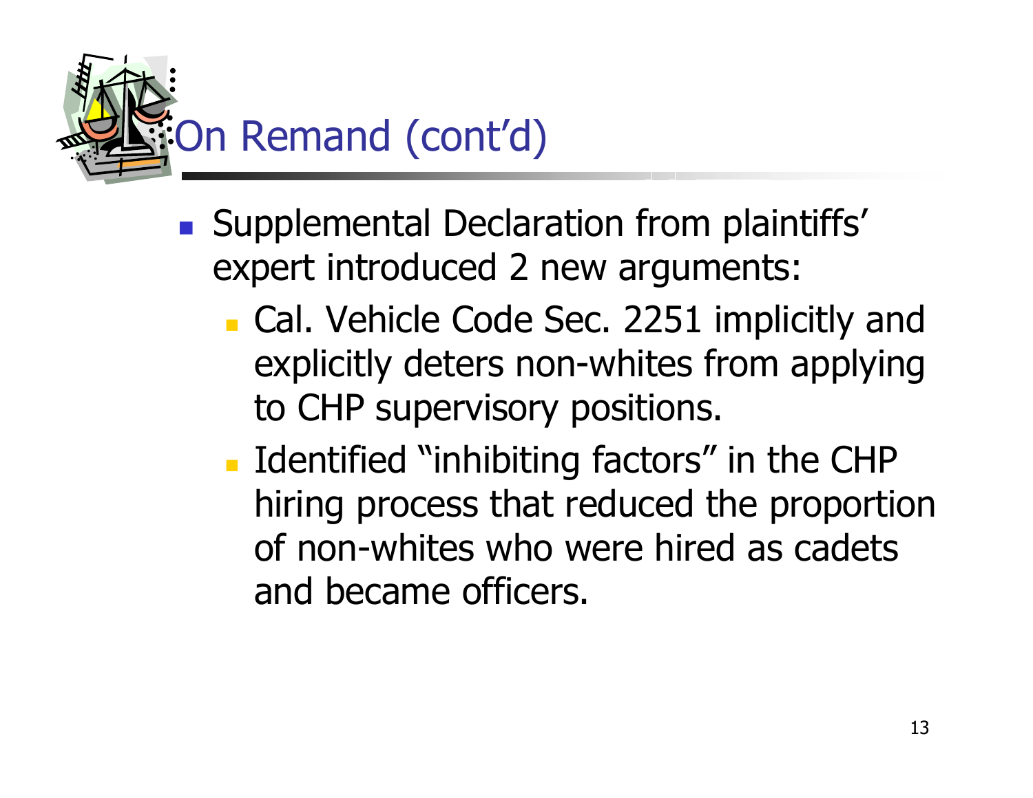# On Remand (cont'd)

- Supplemental Declaration from plaintiffs' expert introduced 2 new arguments:
  - Cal. Vehicle Code Sec. 2251 implicitly and explicitly deters non-whites from applying to CHP supervisory positions.
  - Identified "inhibiting factors" in the CHP hiring process that reduced the proportion of non-whites who were hired as cadets and became officers.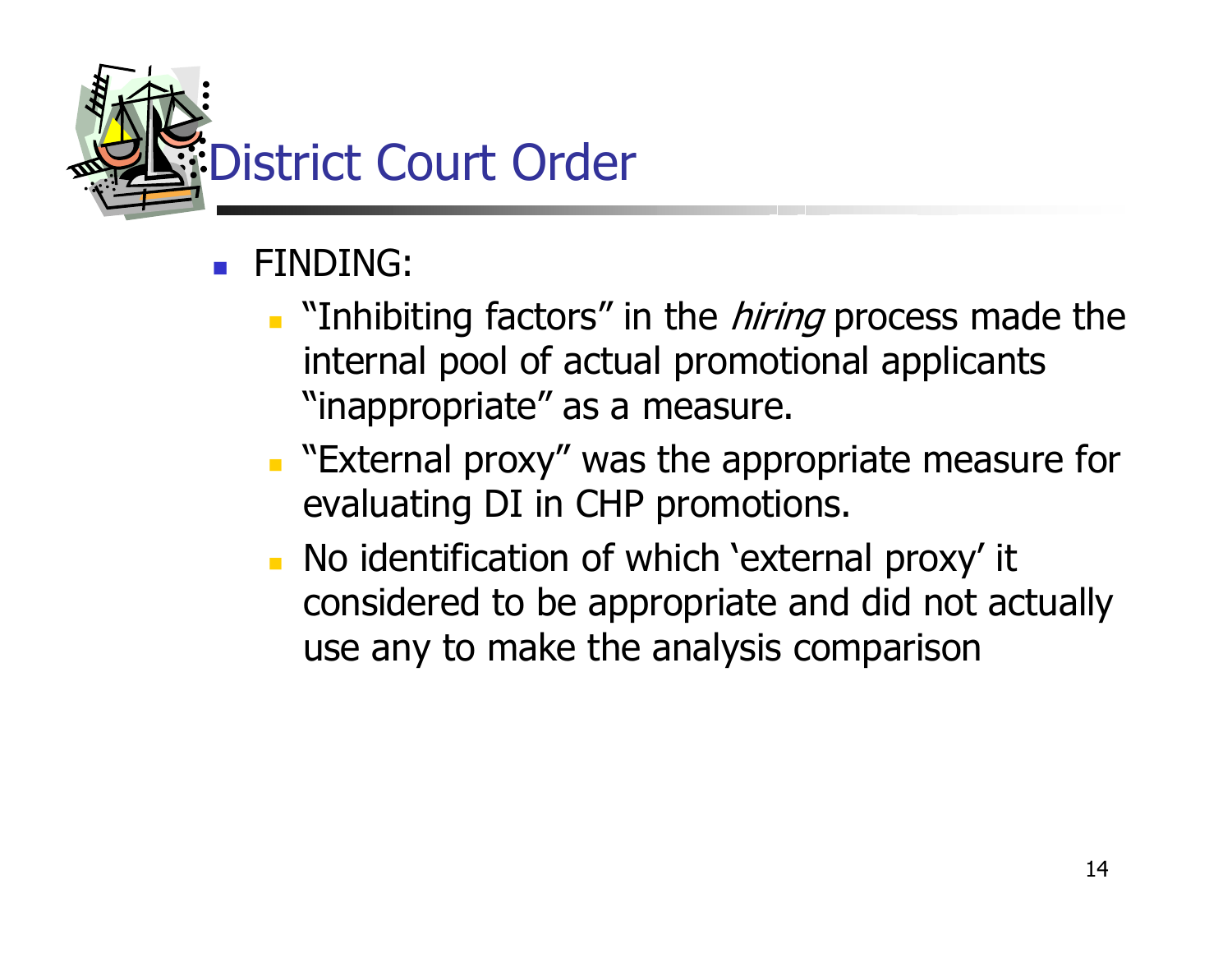# District Court Order

- FINDING:
  - "Inhibiting factors" in the *hiring* process made the internal pool of actual promotional applicants "inappropriate" as a measure.
  - "External proxy" was the appropriate measure for evaluating DI in CHP promotions.
  - No identification of which 'external proxy' it considered to be appropriate and did not actually use any to make the analysis comparison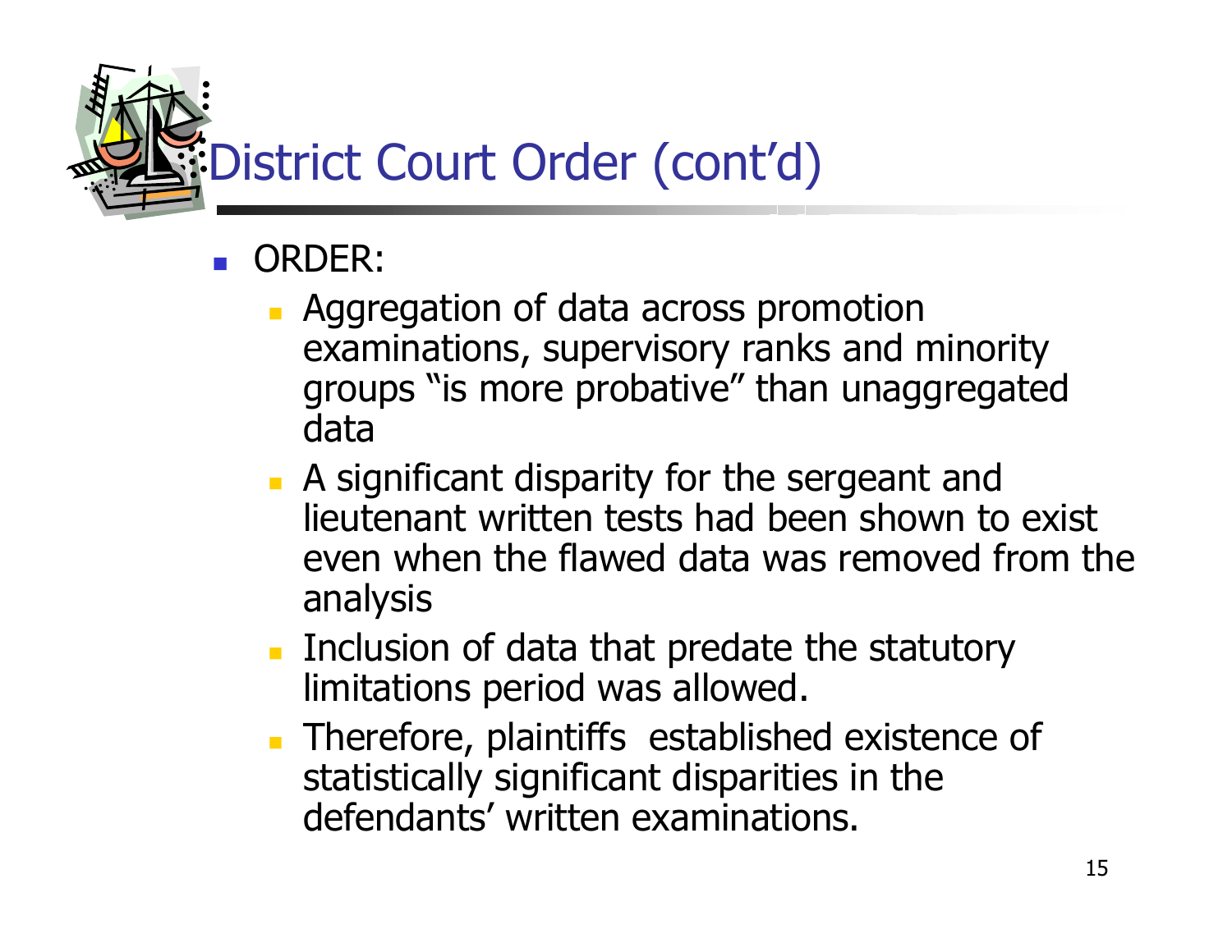# District Court Order (cont'd)

- ORDER:
  - Aggregation of data across promotion examinations, supervisory ranks and minority groups "is more probative" than unaggregated data
  - A significant disparity for the sergeant and lieutenant written tests had been shown to exist even when the flawed data was removed from the analysis
  - Inclusion of data that predate the statutory limitations period was allowed.
  - Therefore, plaintiffs established existence of statistically significant disparities in the defendants' written examinations.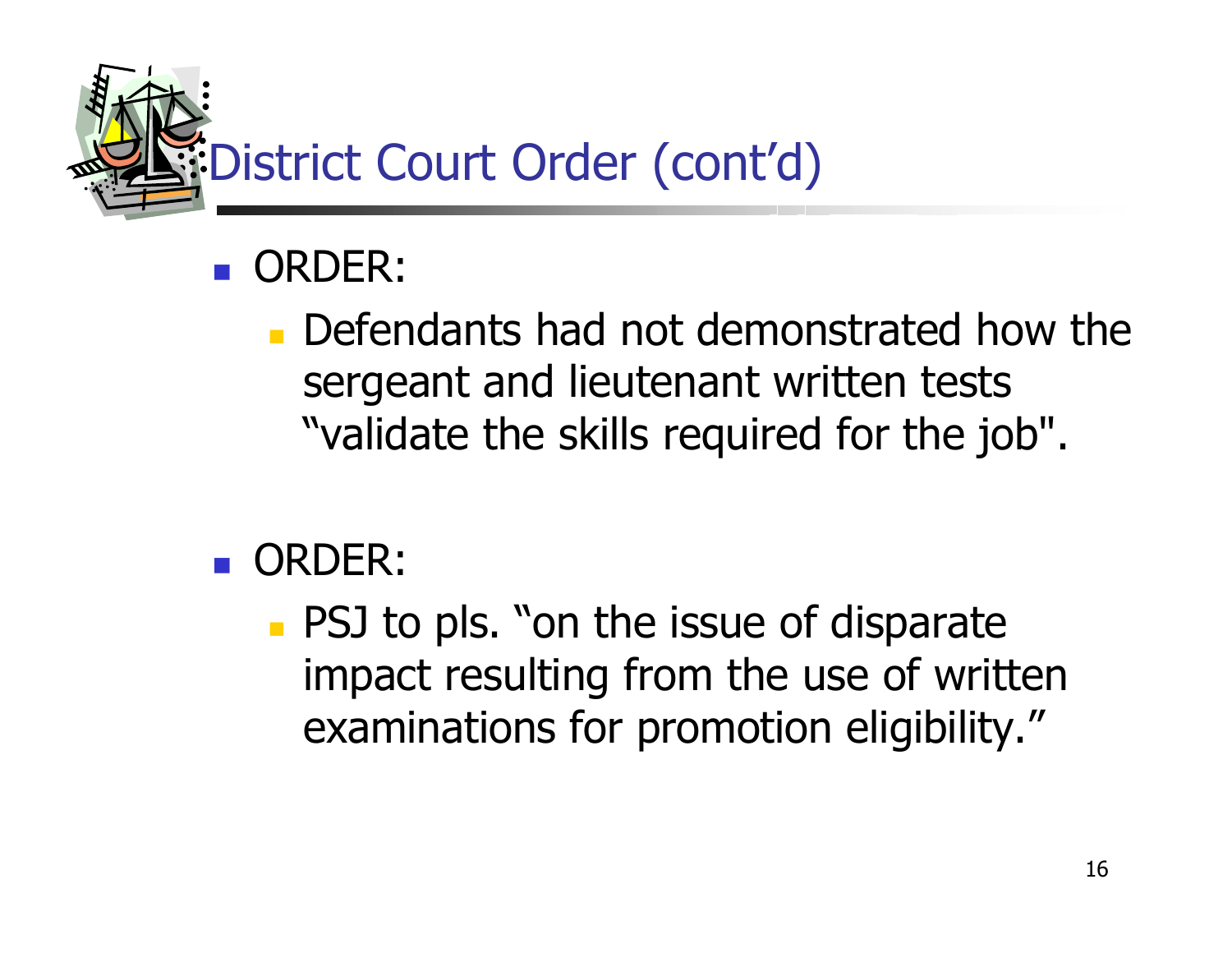# District Court Order (cont'd)

- ORDER:
  - Defendants had not demonstrated how the sergeant and lieutenant written tests "validate the skills required for the job".

- ORDER:
  - PSJ to pls. "on the issue of disparate impact resulting from the use of written examinations for promotion eligibility."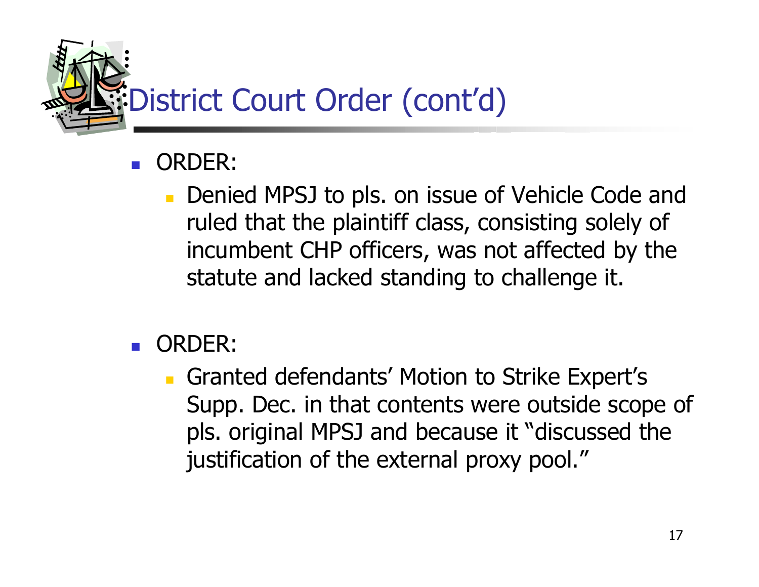# District Court Order (cont'd)

- ORDER:
  - Denied MPSJ to pls. on issue of Vehicle Code and ruled that the plaintiff class, consisting solely of incumbent CHP officers, was not affected by the statute and lacked standing to challenge it.

- ORDER:
  - Granted defendants' Motion to Strike Expert's Supp. Dec. in that contents were outside scope of pls. original MPSJ and because it "discussed the justification of the external proxy pool."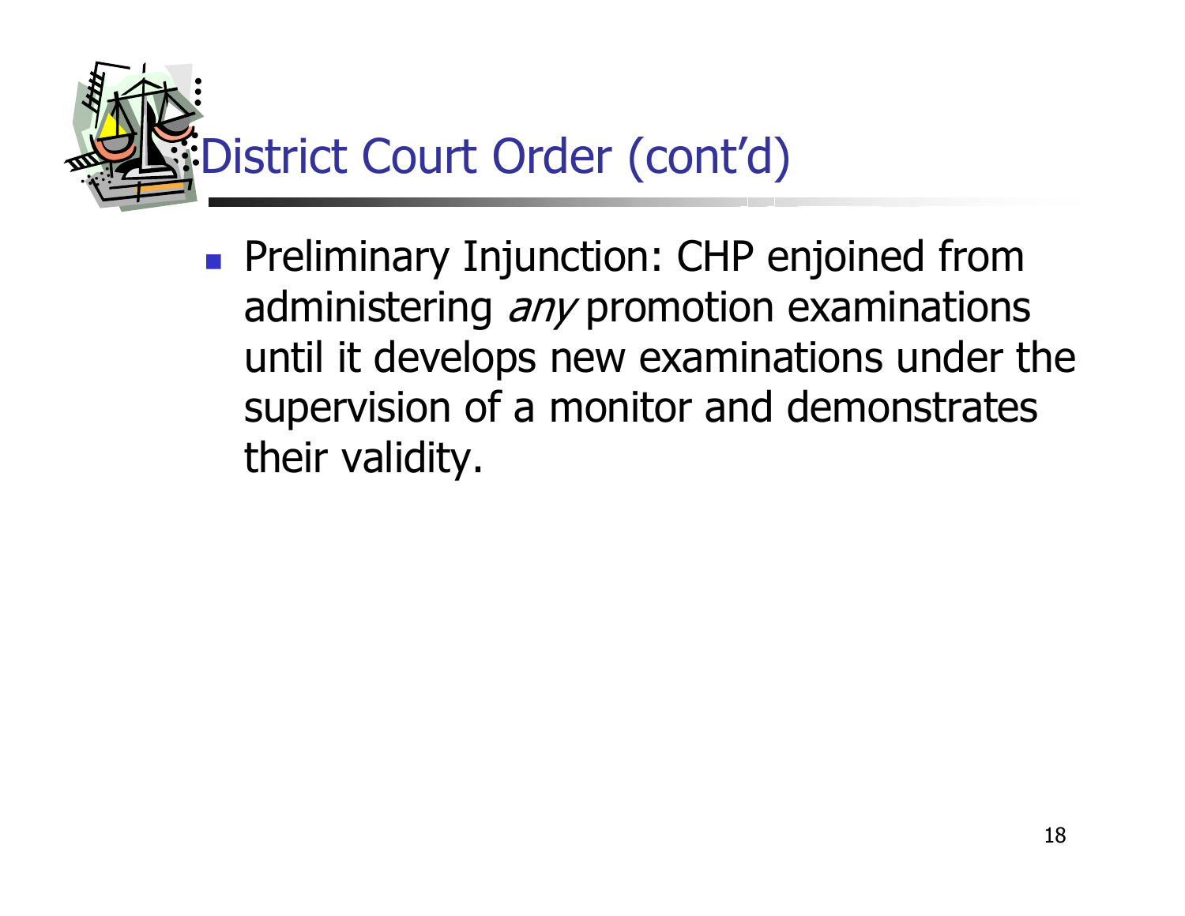# District Court Order (cont'd)

- Preliminary Injunction: CHP enjoined from administering *any* promotion examinations until it develops new examinations under the supervision of a monitor and demonstrates their validity.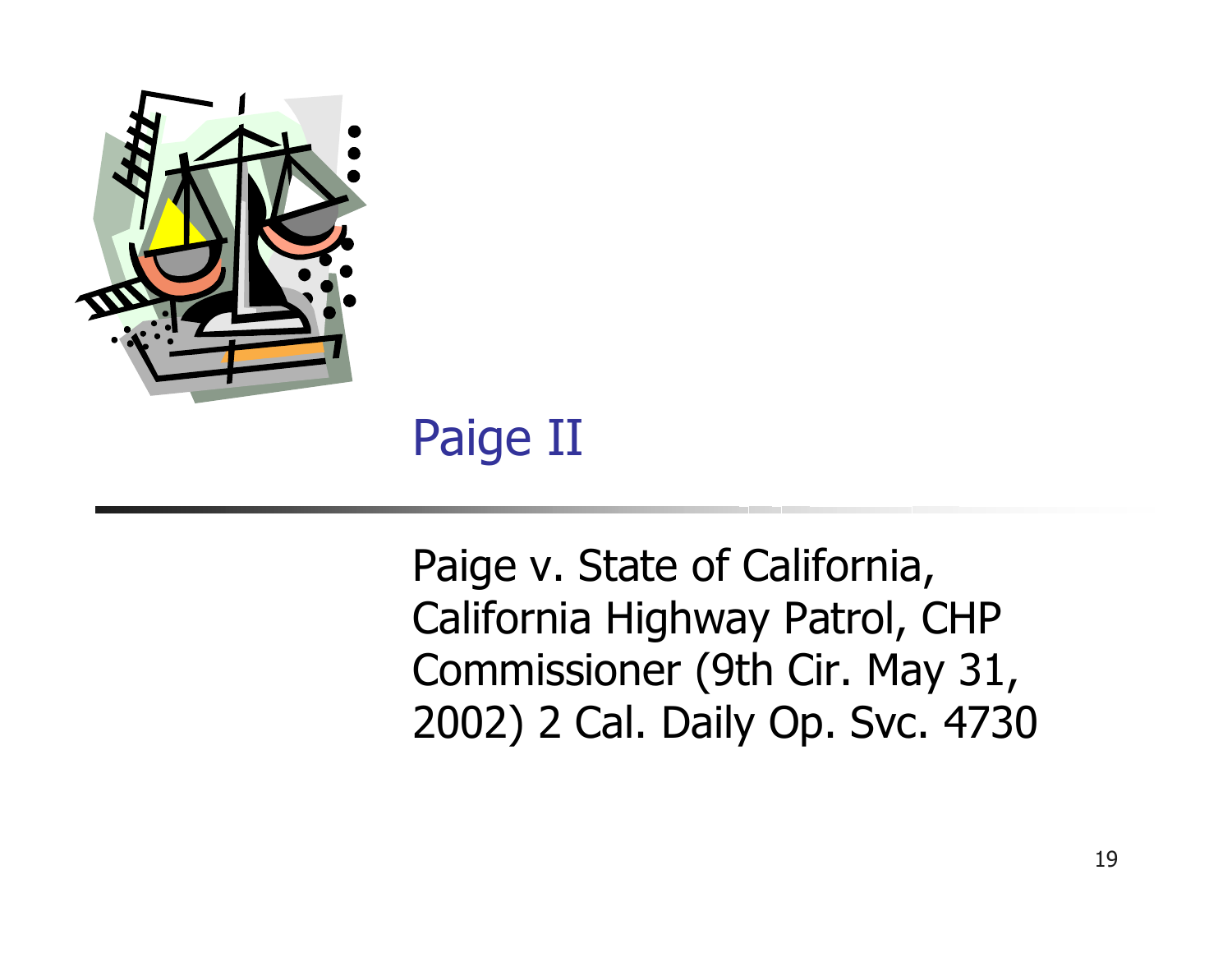# Paige II

Paige v. State of California, California Highway Patrol, CHP Commissioner (9th Cir. May 31, 2002) 2 Cal. Daily Op. Svc. 4730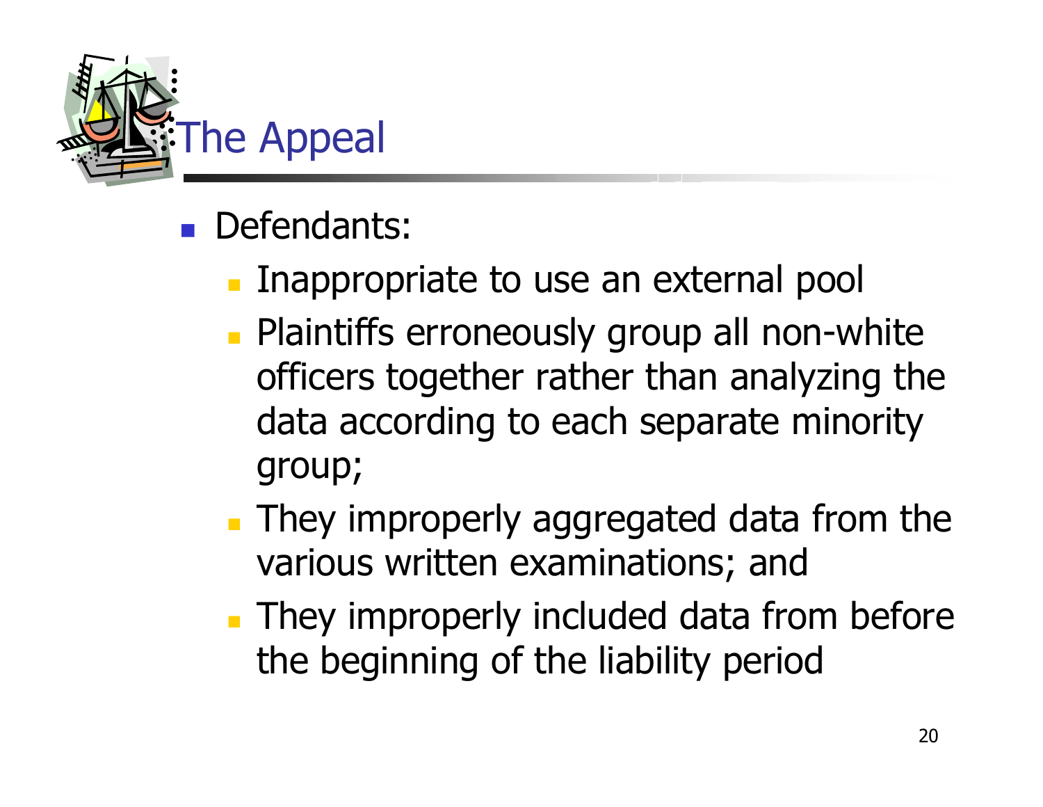# The Appeal

- Defendants:
  - Inappropriate to use an external pool
  - Plaintiffs erroneously group all non-white officers together rather than analyzing the data according to each separate minority group;
  - They improperly aggregated data from the various written examinations; and
  - They improperly included data from before the beginning of the liability period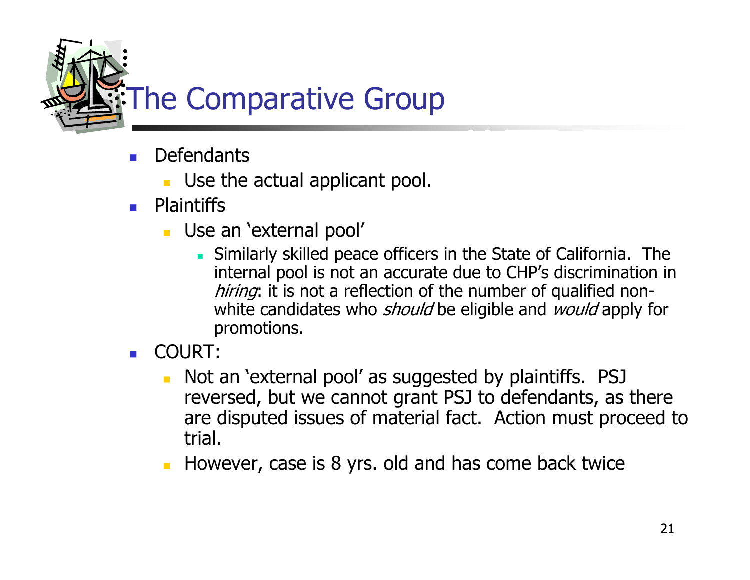# The Comparative Group

- Defendants
  - Use the actual applicant pool.
- Plaintiffs
  - Use an 'external pool'
    - Similarly skilled peace officers in the State of California. The internal pool is not an accurate due to CHP's discrimination in *hiring*: it is not a reflection of the number of qualified non-white candidates who *should* be eligible and *would* apply for promotions.
- COURT:
  - Not an 'external pool' as suggested by plaintiffs. PSJ reversed, but we cannot grant PSJ to defendants, as there are disputed issues of material fact. Action must proceed to trial.
  - However, case is 8 yrs. old and has come back twice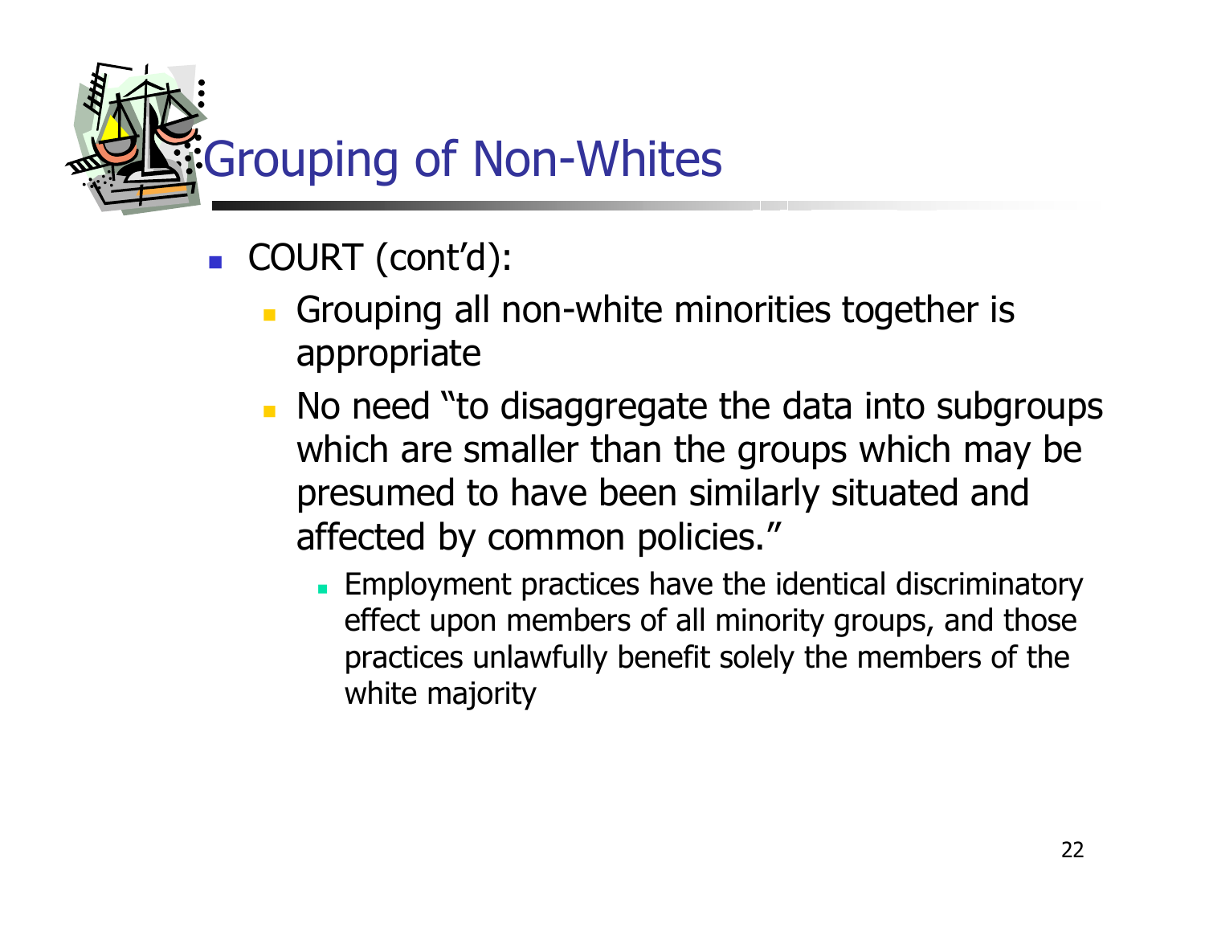# Grouping of Non-Whites

- COURT (cont'd):
  - Grouping all non-white minorities together is appropriate
  - No need "to disaggregate the data into subgroups which are smaller than the groups which may be presumed to have been similarly situated and affected by common policies."
    - Employment practices have the identical discriminatory effect upon members of all minority groups, and those practices unlawfully benefit solely the members of the white majority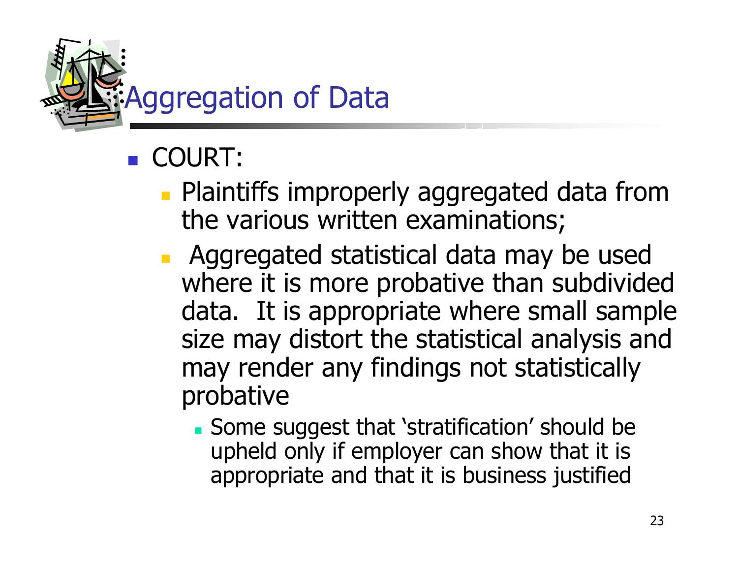# Aggregation of Data

- COURT:
  - Plaintiffs improperly aggregated data from the various written examinations;
  - Aggregated statistical data may be used where it is more probative than subdivided data. It is appropriate where small sample size may distort the statistical analysis and may render any findings not statistically probative
    - Some suggest that 'stratification' should be upheld only if employer can show that it is appropriate and that it is business justified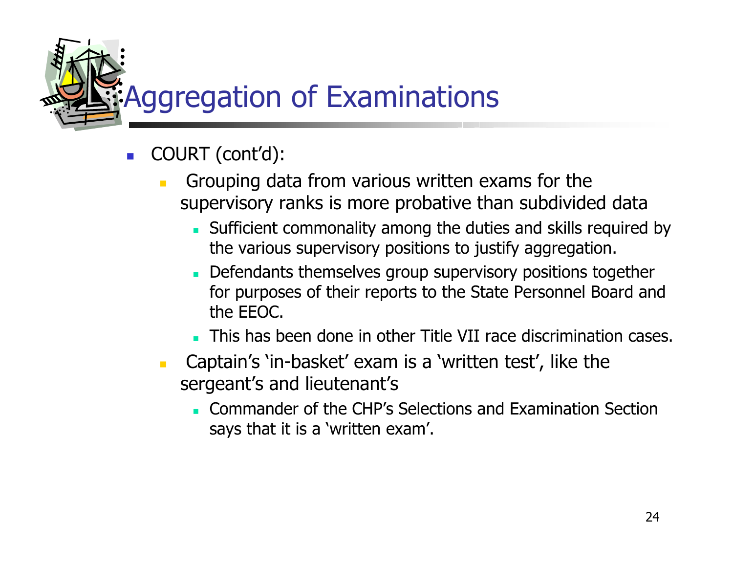# Aggregation of Examinations

- COURT (cont'd):
  - Grouping data from various written exams for the supervisory ranks is more probative than subdivided data
    - Sufficient commonality among the duties and skills required by the various supervisory positions to justify aggregation.
    - Defendants themselves group supervisory positions together for purposes of their reports to the State Personnel Board and the EEOC.
    - This has been done in other Title VII race discrimination cases.
  - Captain's 'in-basket' exam is a 'written test', like the sergeant's and lieutenant's
    - Commander of the CHP's Selections and Examination Section says that it is a 'written exam'.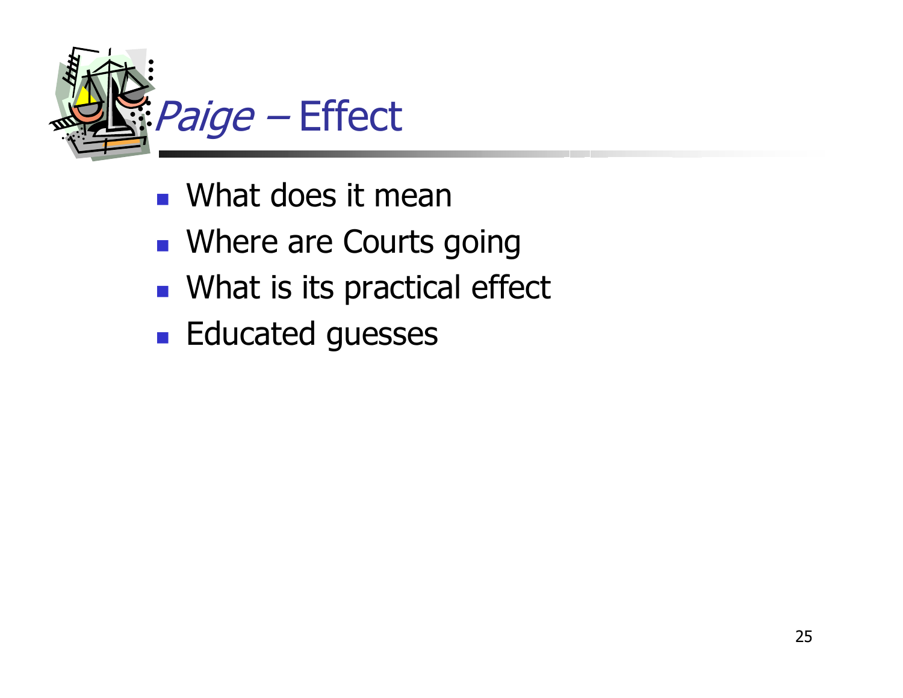# *Paige* – Effect

- What does it mean
- Where are Courts going
- What is its practical effect
- Educated guesses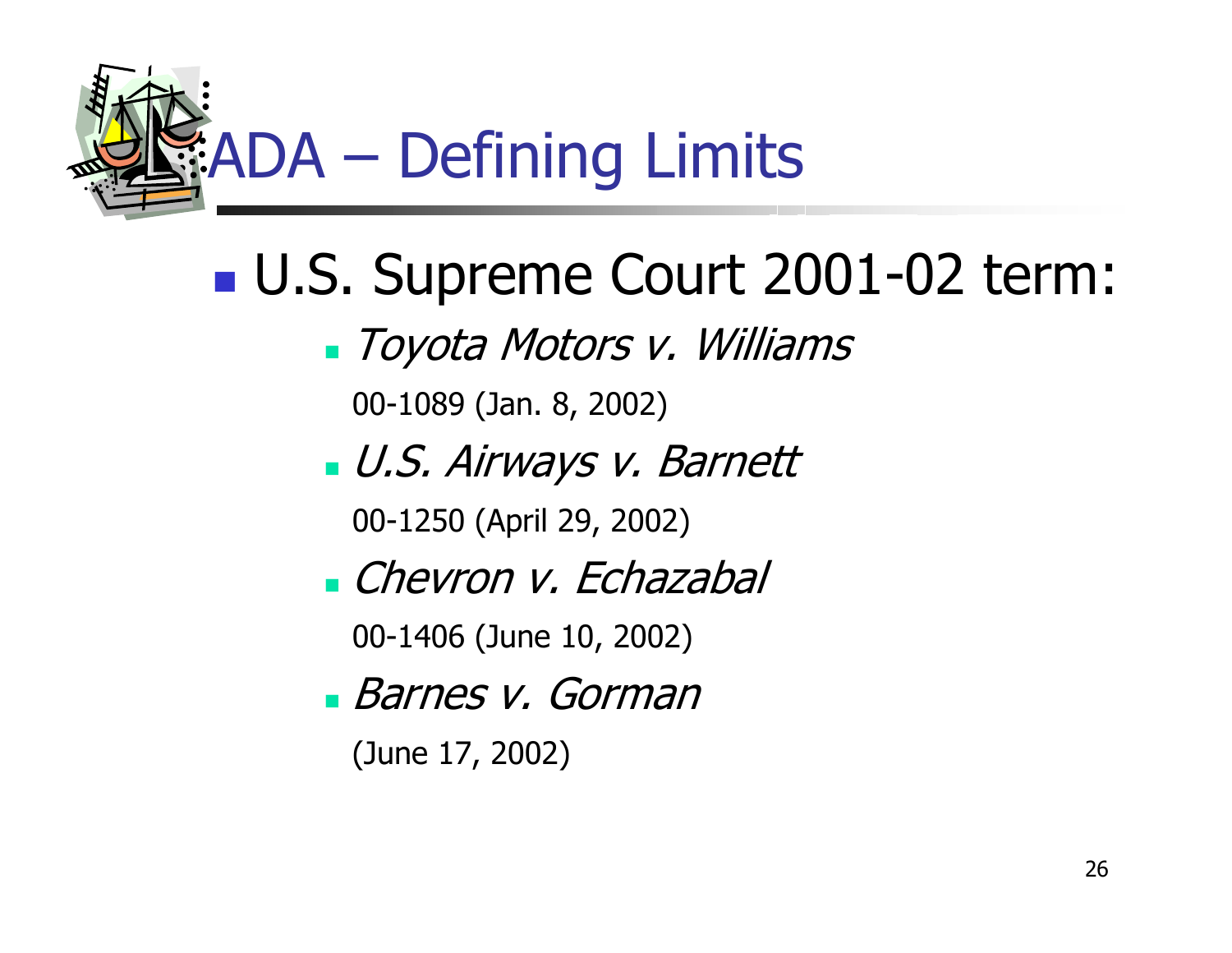# ADA – Defining Limits

- U.S. Supreme Court 2001-02 term:
  - *Toyota Motors v. Williams*

    00-1089 (Jan. 8, 2002)
  - *U.S. Airways v. Barnett*

    00-1250 (April 29, 2002)
  - *Chevron v. Echazabal*

    00-1406 (June 10, 2002)
  - *Barnes v. Gorman*

    (June 17, 2002)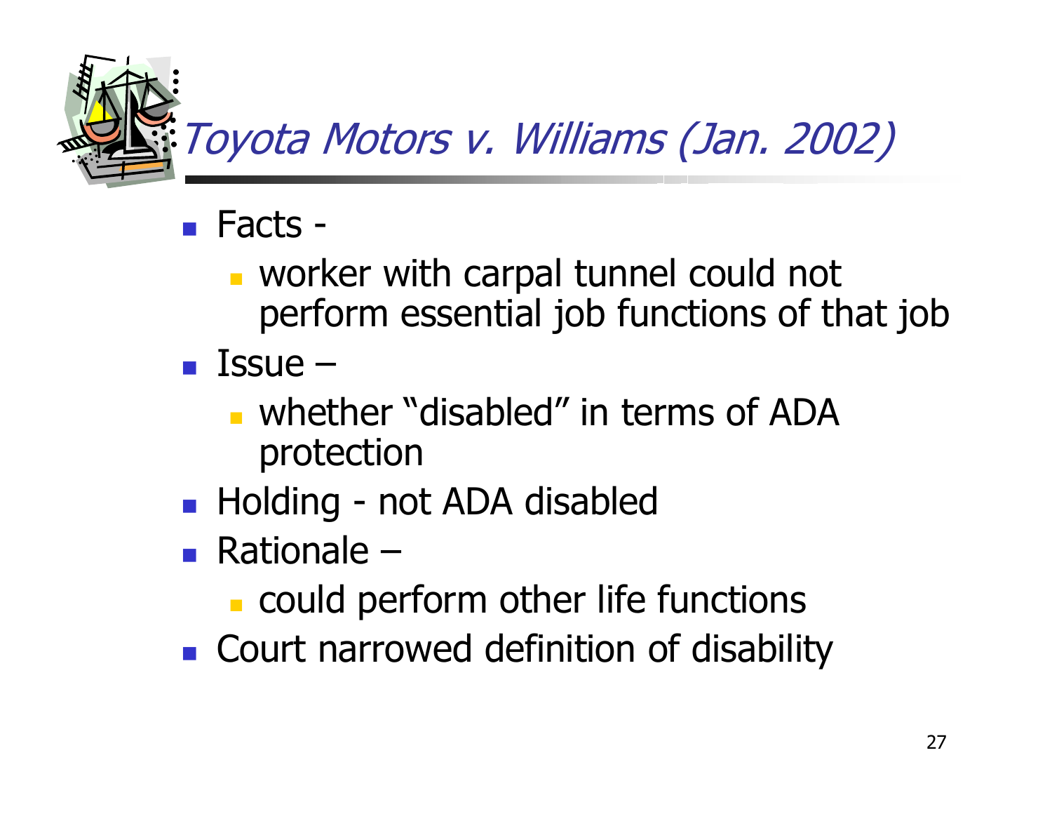# *Toyota Motors v. Williams (Jan. 2002)*

- Facts -
  - worker with carpal tunnel could not perform essential job functions of that job
- Issue –
  - whether "disabled" in terms of ADA protection
- Holding - not ADA disabled
- Rationale –
  - could perform other life functions
- Court narrowed definition of disability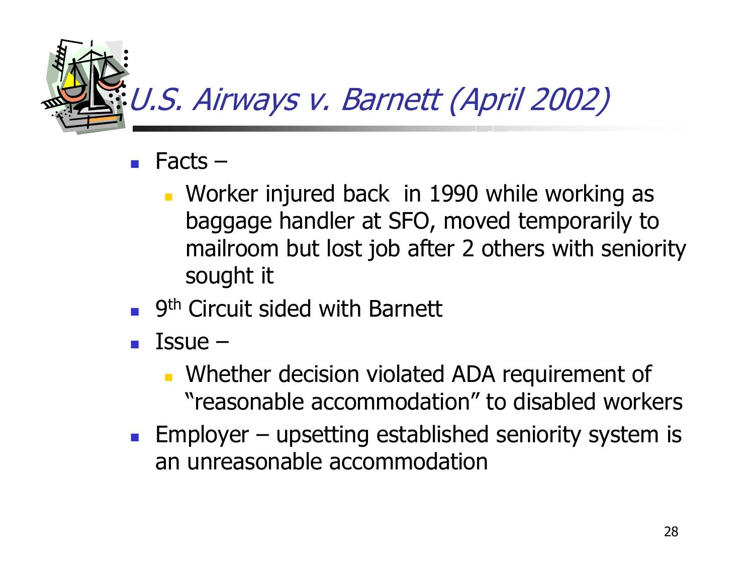# *U.S. Airways v. Barnett (April 2002)*

- Facts –
  - Worker injured back in 1990 while working as baggage handler at SFO, moved temporarily to mailroom but lost job after 2 others with seniority sought it
- 9th Circuit sided with Barnett
- Issue –
  - Whether decision violated ADA requirement of "reasonable accommodation" to disabled workers
- Employer – upsetting established seniority system is an unreasonable accommodation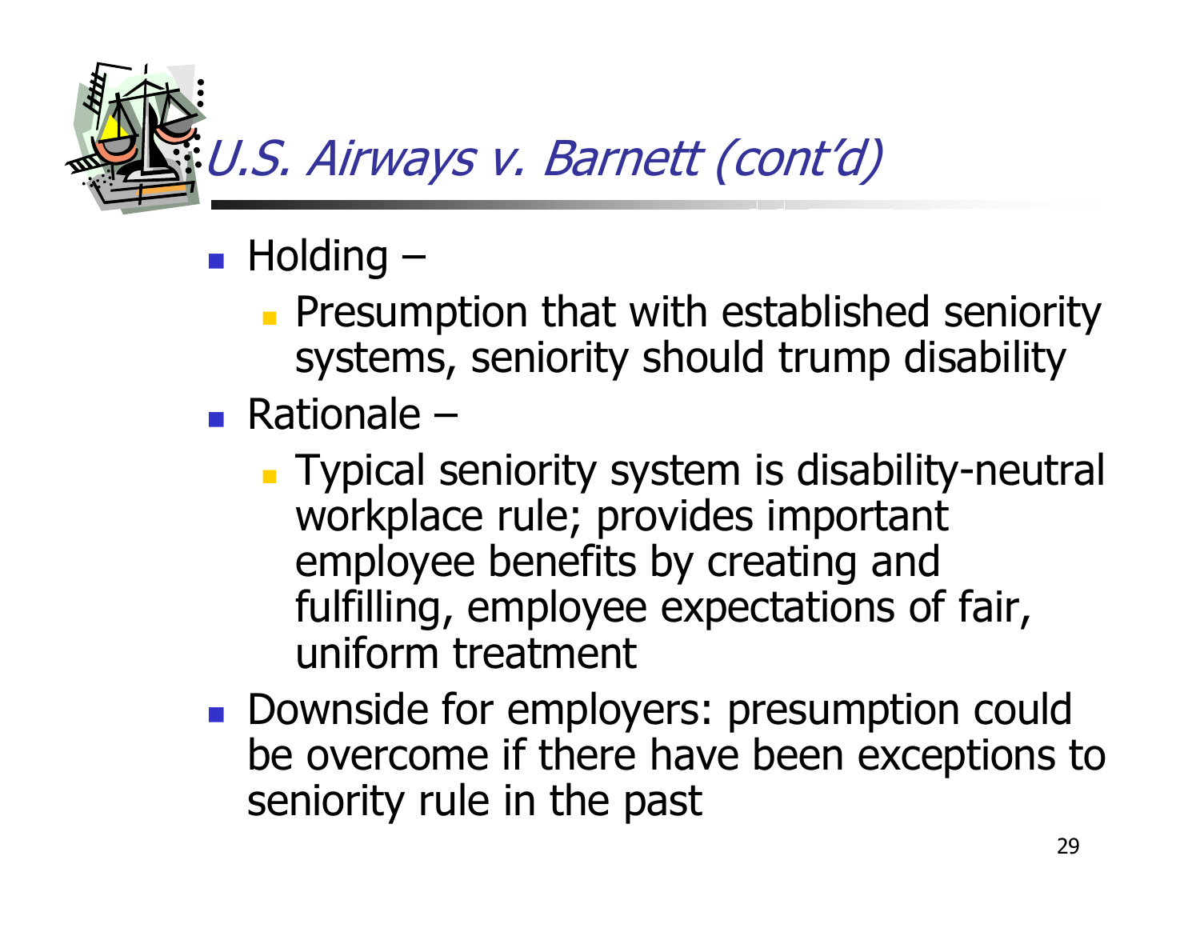# *U.S. Airways v. Barnett (cont'd)*

- Holding –
  - Presumption that with established seniority systems, seniority should trump disability
- Rationale –
  - Typical seniority system is disability-neutral workplace rule; provides important employee benefits by creating and fulfilling, employee expectations of fair, uniform treatment
- Downside for employers: presumption could be overcome if there have been exceptions to seniority rule in the past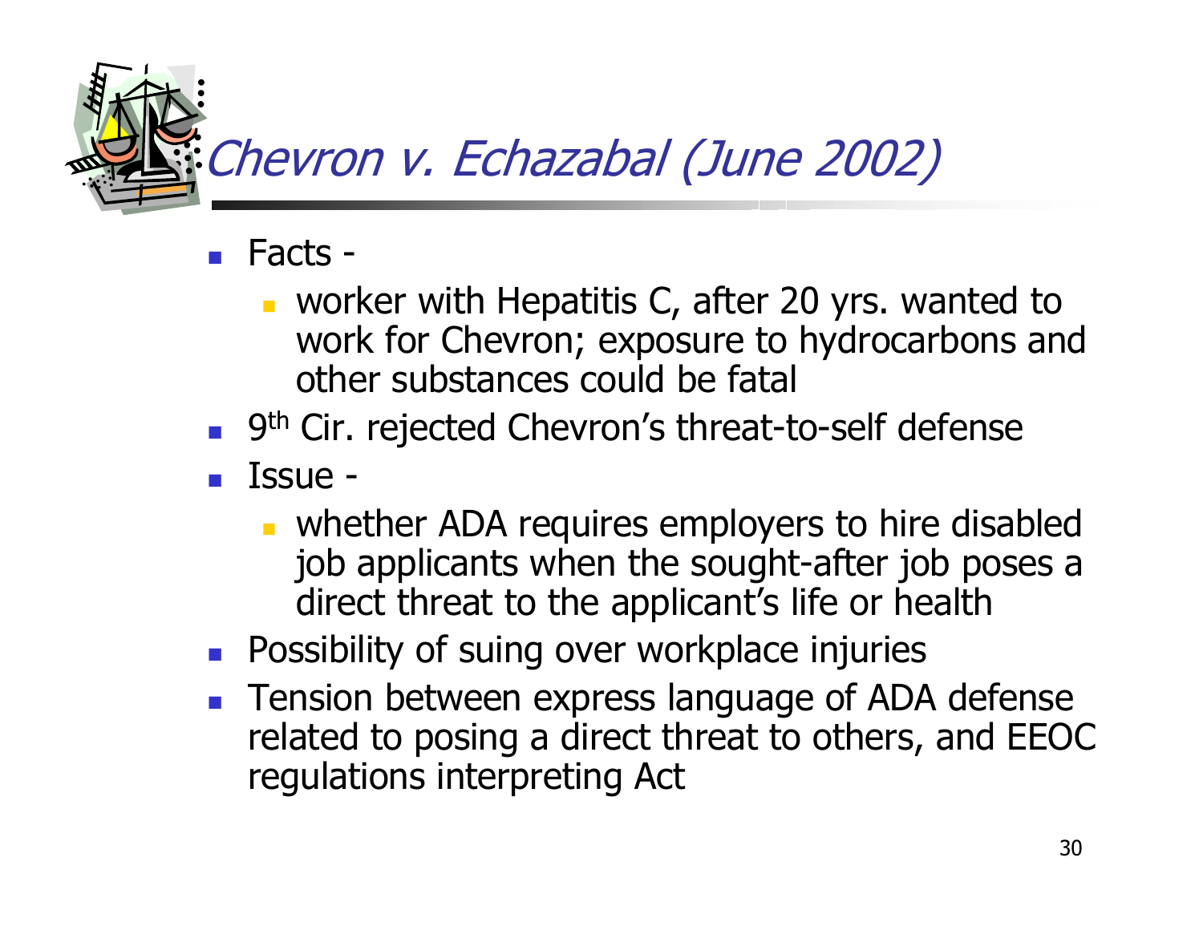# *Chevron v. Echazabal (June 2002)*

- Facts -
  - worker with Hepatitis C, after 20 yrs. wanted to work for Chevron; exposure to hydrocarbons and other substances could be fatal
- 9th Cir. rejected Chevron's threat-to-self defense
- Issue -
  - whether ADA requires employers to hire disabled job applicants when the sought-after job poses a direct threat to the applicant's life or health
- Possibility of suing over workplace injuries
- Tension between express language of ADA defense related to posing a direct threat to others, and EEOC regulations interpreting Act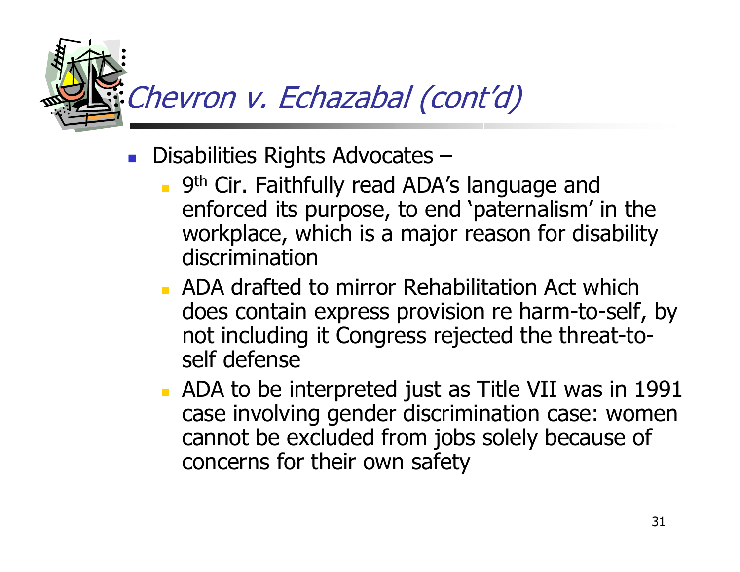# Chevron v. Echazabal (cont'd)

- Disabilities Rights Advocates –
  - 9th Cir. Faithfully read ADA's language and enforced its purpose, to end 'paternalism' in the workplace, which is a major reason for disability discrimination
  - ADA drafted to mirror Rehabilitation Act which does contain express provision re harm-to-self, by not including it Congress rejected the threat-to-self defense
  - ADA to be interpreted just as Title VII was in 1991 case involving gender discrimination case: women cannot be excluded from jobs solely because of concerns for their own safety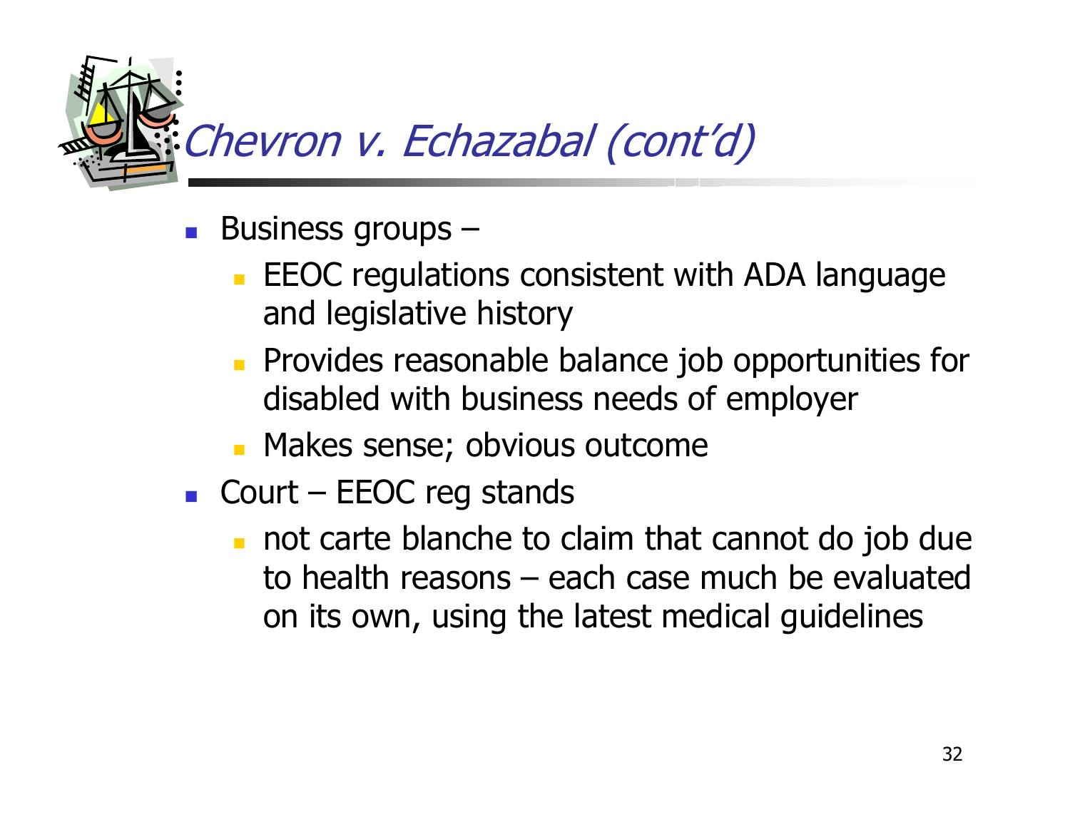# *Chevron v. Echazabal (cont'd)*

- Business groups –
  - EEOC regulations consistent with ADA language and legislative history
  - Provides reasonable balance job opportunities for disabled with business needs of employer
  - Makes sense; obvious outcome
- Court – EEOC reg stands
  - not carte blanche to claim that cannot do job due to health reasons – each case much be evaluated on its own, using the latest medical guidelines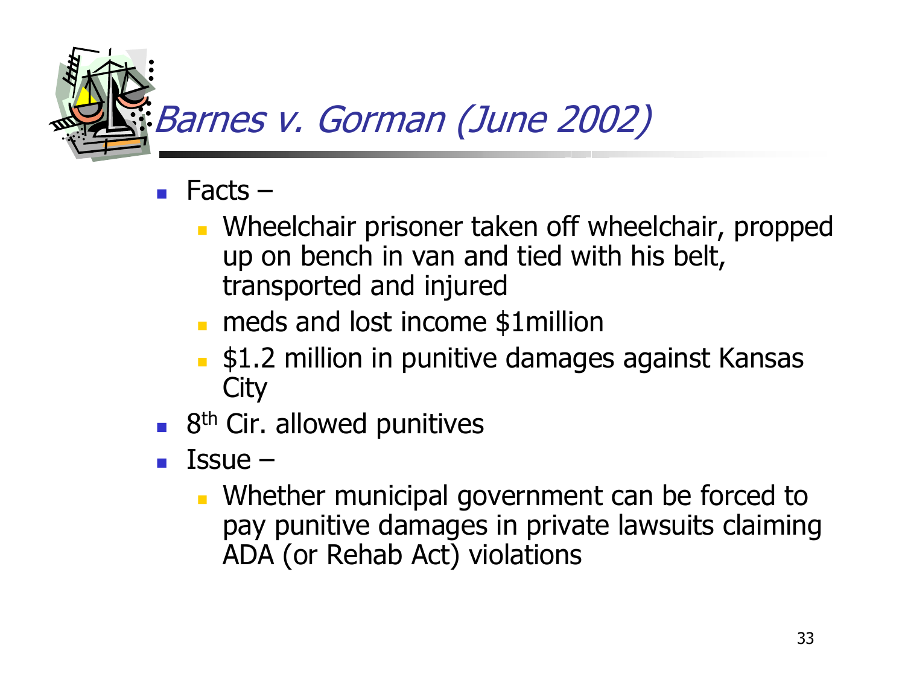# *Barnes v. Gorman (June 2002)*

- Facts –
  - Wheelchair prisoner taken off wheelchair, propped up on bench in van and tied with his belt, transported and injured
  - meds and lost income $1million
  - $1.2 million in punitive damages against Kansas City
- 8th Cir. allowed punitives
- Issue –
  - Whether municipal government can be forced to pay punitive damages in private lawsuits claiming ADA (or Rehab Act) violations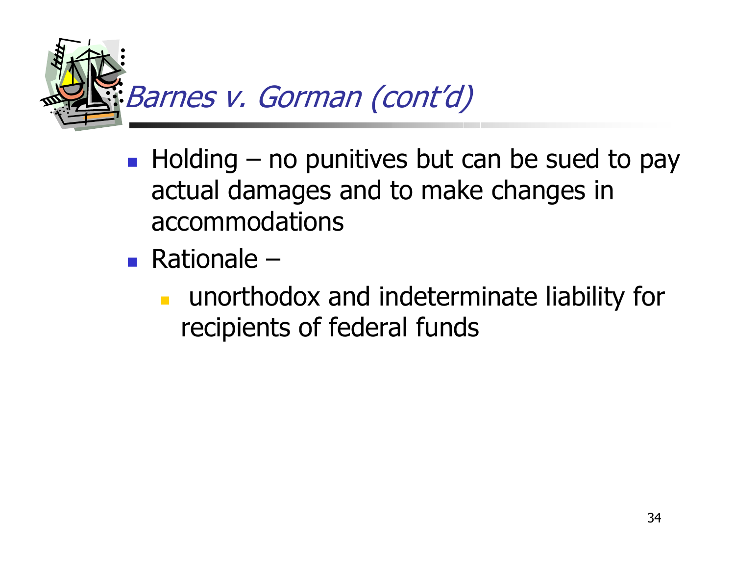# *Barnes v. Gorman (cont'd)*

- Holding – no punitives but can be sued to pay actual damages and to make changes in accommodations
- Rationale –
  - unorthodox and indeterminate liability for recipients of federal funds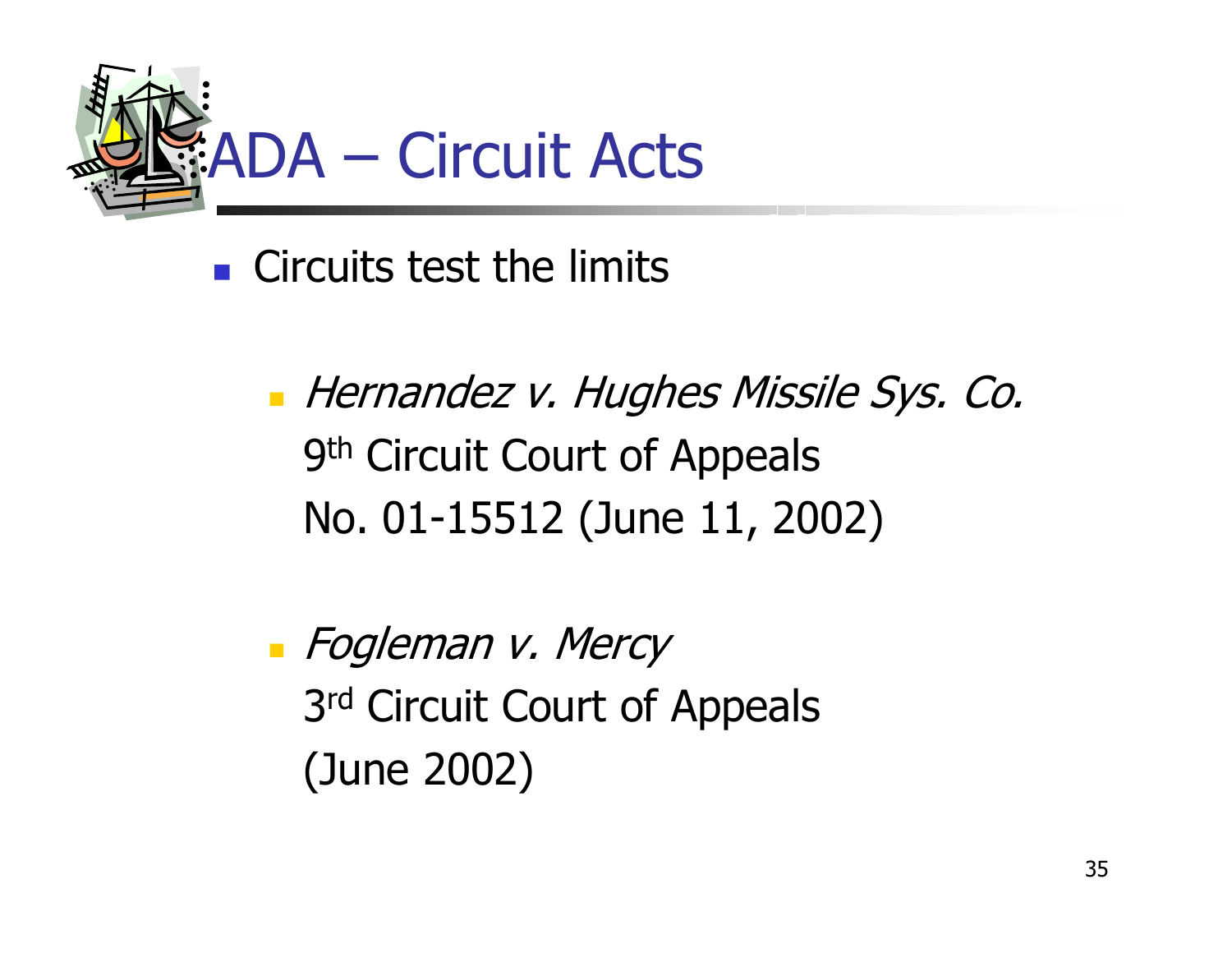# ADA – Circuit Acts

- Circuits test the limits
  - *Hernandez v. Hughes Missile Sys. Co.* 9th Circuit Court of Appeals No. 01-15512 (June 11, 2002)
  - *Fogleman v. Mercy* 3rd Circuit Court of Appeals (June 2002)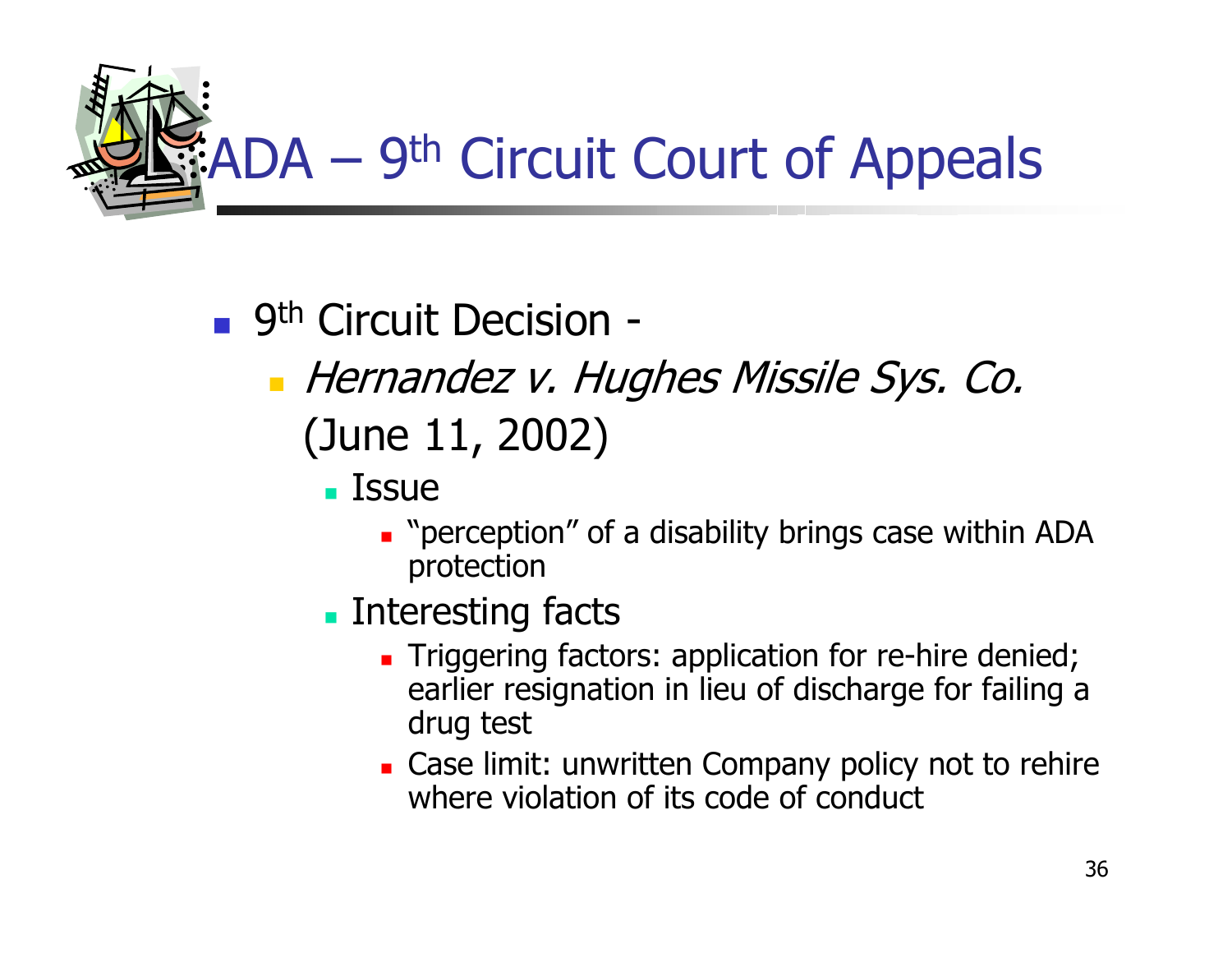# ADA – 9th Circuit Court of Appeals

- 9th Circuit Decision -
  - *Hernandez v. Hughes Missile Sys. Co.* (June 11, 2002)
    - Issue
      - "perception" of a disability brings case within ADA protection
    - Interesting facts
      - Triggering factors: application for re-hire denied; earlier resignation in lieu of discharge for failing a drug test
      - Case limit: unwritten Company policy not to rehire where violation of its code of conduct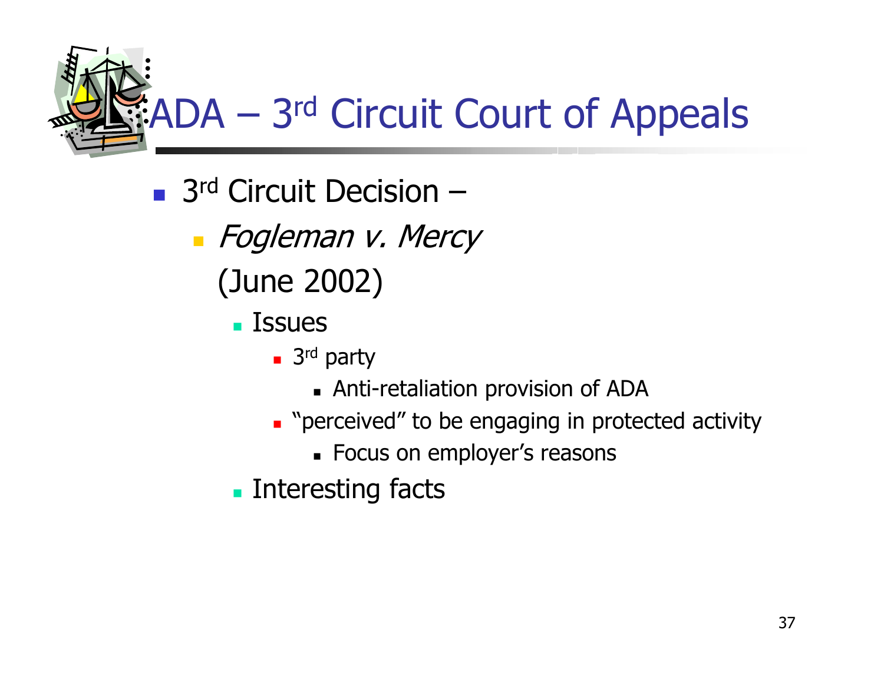# ADA – 3rd Circuit Court of Appeals

- 3rd Circuit Decision –
  - *Fogleman v. Mercy*
    (June 2002)
    - Issues
      - 3rd party
        - Anti-retaliation provision of ADA
      - "perceived" to be engaging in protected activity
        - Focus on employer's reasons
    - Interesting facts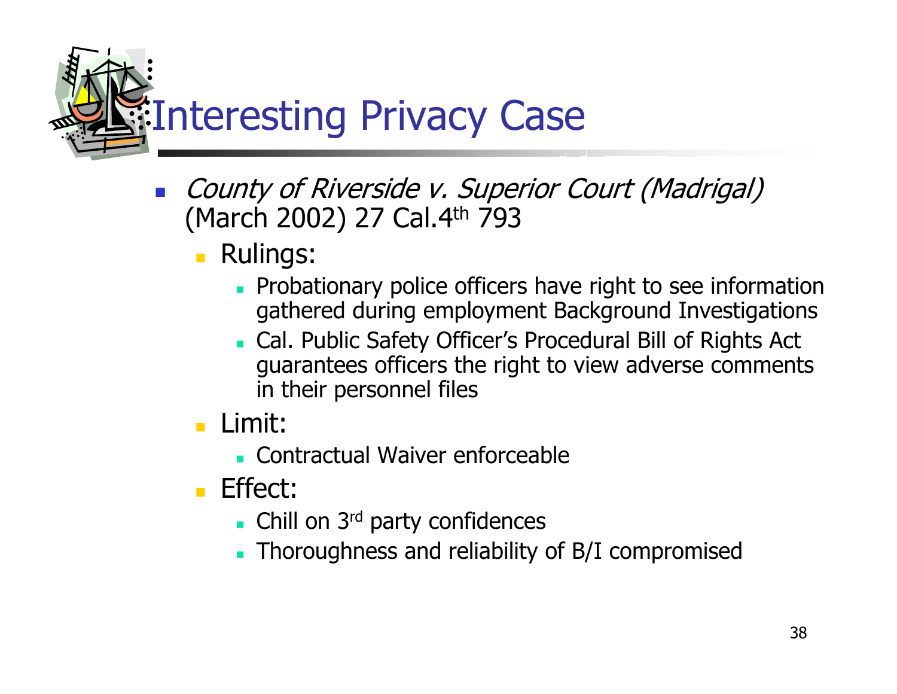# Interesting Privacy Case

- *County of Riverside v. Superior Court (Madrigal)* (March 2002) 27 Cal.4th 793
  - Rulings:
    - Probationary police officers have right to see information gathered during employment Background Investigations
    - Cal. Public Safety Officer's Procedural Bill of Rights Act guarantees officers the right to view adverse comments in their personnel files
  - Limit:
    - Contractual Waiver enforceable
  - Effect:
    - Chill on 3rd party confidences
    - Thoroughness and reliability of B/I compromised